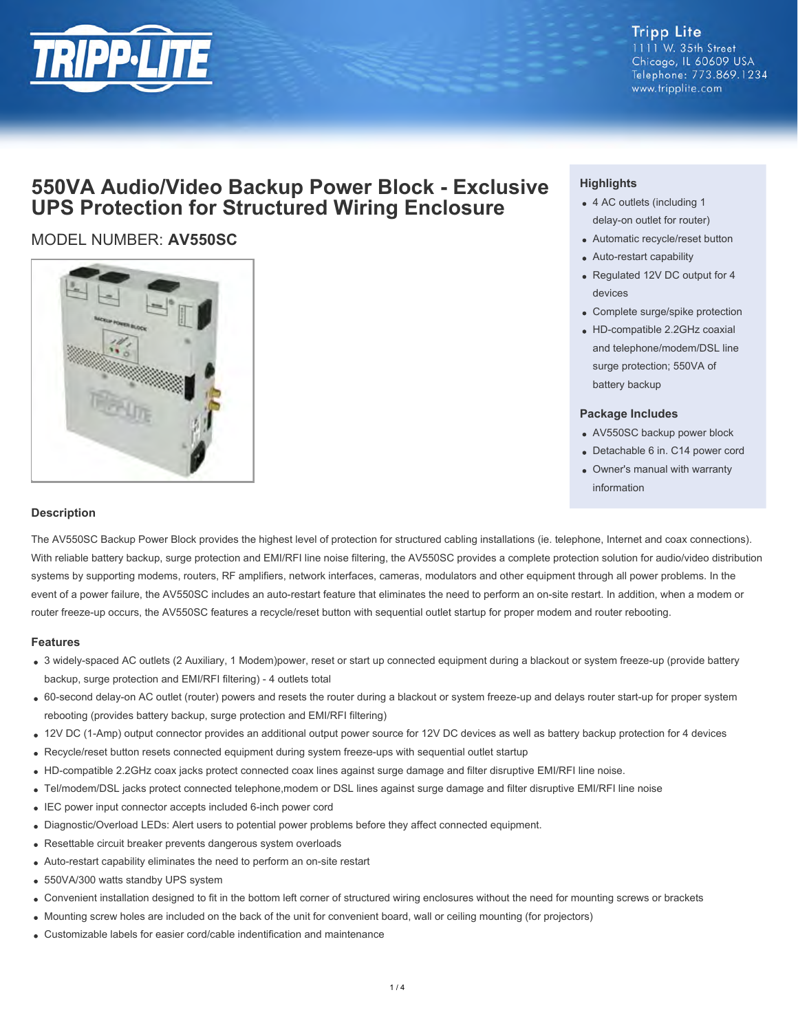Tripp Lite
1111 W. 35th Street
Chicago, IL 60609 USA
Telephone: 773.869.1234
www.tripplite.com

# 550VA Audio/Video Backup Power Block - Exclusive UPS Protection for Structured Wiring Enclosure

## MODEL NUMBER: **AV550SC**

### Highlights

- 4 AC outlets (including 1 delay-on outlet for router)
- Automatic recycle/reset button
- Auto-restart capability
- Regulated 12V DC output for 4 devices
- Complete surge/spike protection
- HD-compatible 2.2GHz coaxial and telephone/modem/DSL line surge protection; 550VA of battery backup

### Package Includes

- AV550SC backup power block
- Detachable 6 in. C14 power cord
- Owner's manual with warranty information

### Description

The AV550SC Backup Power Block provides the highest level of protection for structured cabling installations (ie. telephone, Internet and coax connections). With reliable battery backup, surge protection and EMI/RFI line noise filtering, the AV550SC provides a complete protection solution for audio/video distribution systems by supporting modems, routers, RF amplifiers, network interfaces, cameras, modulators and other equipment through all power problems. In the event of a power failure, the AV550SC includes an auto-restart feature that eliminates the need to perform an on-site restart. In addition, when a modem or router freeze-up occurs, the AV550SC features a recycle/reset button with sequential outlet startup for proper modem and router rebooting.

### Features

- 3 widely-spaced AC outlets (2 Auxiliary, 1 Modem)power, reset or start up connected equipment during a blackout or system freeze-up (provide battery backup, surge protection and EMI/RFI filtering) - 4 outlets total
- 60-second delay-on AC outlet (router) powers and resets the router during a blackout or system freeze-up and delays router start-up for proper system rebooting (provides battery backup, surge protection and EMI/RFI filtering)
- 12V DC (1-Amp) output connector provides an additional output power source for 12V DC devices as well as battery backup protection for 4 devices
- Recycle/reset button resets connected equipment during system freeze-ups with sequential outlet startup
- HD-compatible 2.2GHz coax jacks protect connected coax lines against surge damage and filter disruptive EMI/RFI line noise.
- Tel/modem/DSL jacks protect connected telephone,modem or DSL lines against surge damage and filter disruptive EMI/RFI line noise
- IEC power input connector accepts included 6-inch power cord
- Diagnostic/Overload LEDs: Alert users to potential power problems before they affect connected equipment.
- Resettable circuit breaker prevents dangerous system overloads
- Auto-restart capability eliminates the need to perform an on-site restart
- 550VA/300 watts standby UPS system
- Convenient installation designed to fit in the bottom left corner of structured wiring enclosures without the need for mounting screws or brackets
- Mounting screw holes are included on the back of the unit for convenient board, wall or ceiling mounting (for projectors)
- Customizable labels for easier cord/cable indentification and maintenance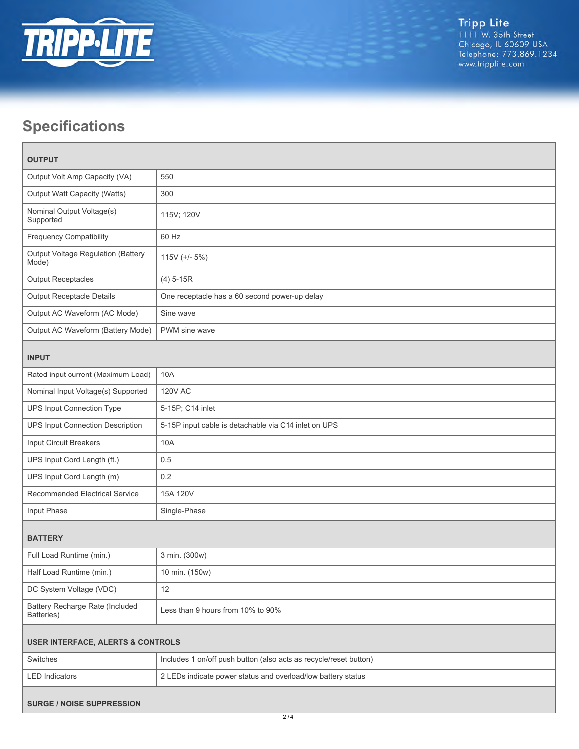## Specifications

| OUTPUT | |
|---|---|
| Output Volt Amp Capacity (VA) | 550 |
| Output Watt Capacity (Watts) | 300 |
| Nominal Output Voltage(s) Supported | 115V; 120V |
| Frequency Compatibility | 60 Hz |
| Output Voltage Regulation (Battery Mode) | 115V (+/- 5%) |
| Output Receptacles | (4) 5-15R |
| Output Receptacle Details | One receptacle has a 60 second power-up delay |
| Output AC Waveform (AC Mode) | Sine wave |
| Output AC Waveform (Battery Mode) | PWM sine wave |
| **INPUT** | |
| Rated input current (Maximum Load) | 10A |
| Nominal Input Voltage(s) Supported | 120V AC |
| UPS Input Connection Type | 5-15P; C14 inlet |
| UPS Input Connection Description | 5-15P input cable is detachable via C14 inlet on UPS |
| Input Circuit Breakers | 10A |
| UPS Input Cord Length (ft.) | 0.5 |
| UPS Input Cord Length (m) | 0.2 |
| Recommended Electrical Service | 15A 120V |
| Input Phase | Single-Phase |
| **BATTERY** | |
| Full Load Runtime (min.) | 3 min. (300w) |
| Half Load Runtime (min.) | 10 min. (150w) |
| DC System Voltage (VDC) | 12 |
| Battery Recharge Rate (Included Batteries) | Less than 9 hours from 10% to 90% |
| **USER INTERFACE, ALERTS & CONTROLS** | |
| Switches | Includes 1 on/off push button (also acts as recycle/reset button) |
| LED Indicators | 2 LEDs indicate power status and overload/low battery status |
| **SURGE / NOISE SUPPRESSION** | |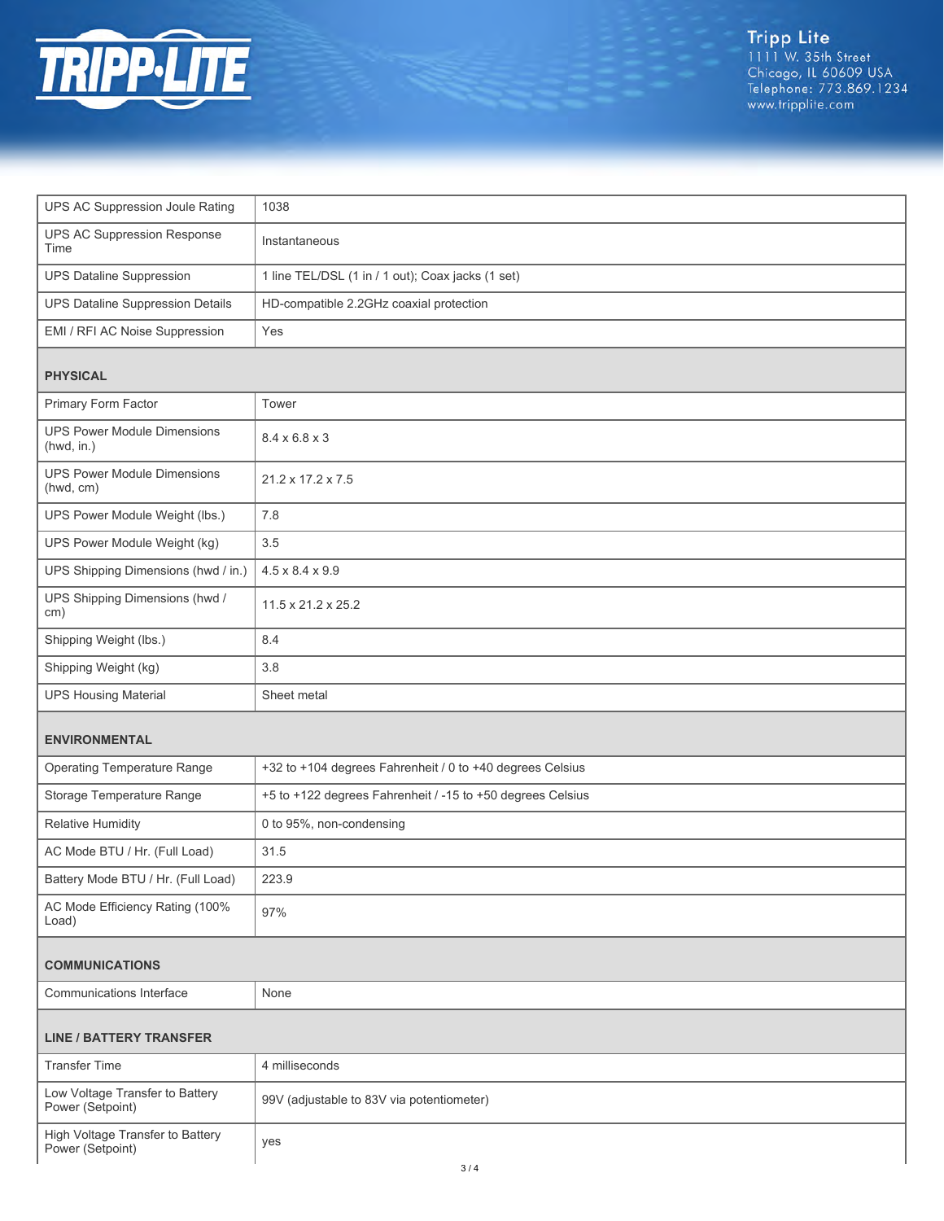| | |
|---|---|
| UPS AC Suppression Joule Rating | 1038 |
| UPS AC Suppression Response Time | Instantaneous |
| UPS Dataline Suppression | 1 line TEL/DSL (1 in / 1 out); Coax jacks (1 set) |
| UPS Dataline Suppression Details | HD-compatible 2.2GHz coaxial protection |
| EMI / RFI AC Noise Suppression | Yes |
| **PHYSICAL** | |
| Primary Form Factor | Tower |
| UPS Power Module Dimensions (hwd, in.) | 8.4 x 6.8 x 3 |
| UPS Power Module Dimensions (hwd, cm) | 21.2 x 17.2 x 7.5 |
| UPS Power Module Weight (lbs.) | 7.8 |
| UPS Power Module Weight (kg) | 3.5 |
| UPS Shipping Dimensions (hwd / in.) | 4.5 x 8.4 x 9.9 |
| UPS Shipping Dimensions (hwd / cm) | 11.5 x 21.2 x 25.2 |
| Shipping Weight (lbs.) | 8.4 |
| Shipping Weight (kg) | 3.8 |
| UPS Housing Material | Sheet metal |
| **ENVIRONMENTAL** | |
| Operating Temperature Range | +32 to +104 degrees Fahrenheit / 0 to +40 degrees Celsius |
| Storage Temperature Range | +5 to +122 degrees Fahrenheit / -15 to +50 degrees Celsius |
| Relative Humidity | 0 to 95%, non-condensing |
| AC Mode BTU / Hr. (Full Load) | 31.5 |
| Battery Mode BTU / Hr. (Full Load) | 223.9 |
| AC Mode Efficiency Rating (100% Load) | 97% |
| **COMMUNICATIONS** | |
| Communications Interface | None |
| **LINE / BATTERY TRANSFER** | |
| Transfer Time | 4 milliseconds |
| Low Voltage Transfer to Battery Power (Setpoint) | 99V (adjustable to 83V via potentiometer) |
| High Voltage Transfer to Battery Power (Setpoint) | yes |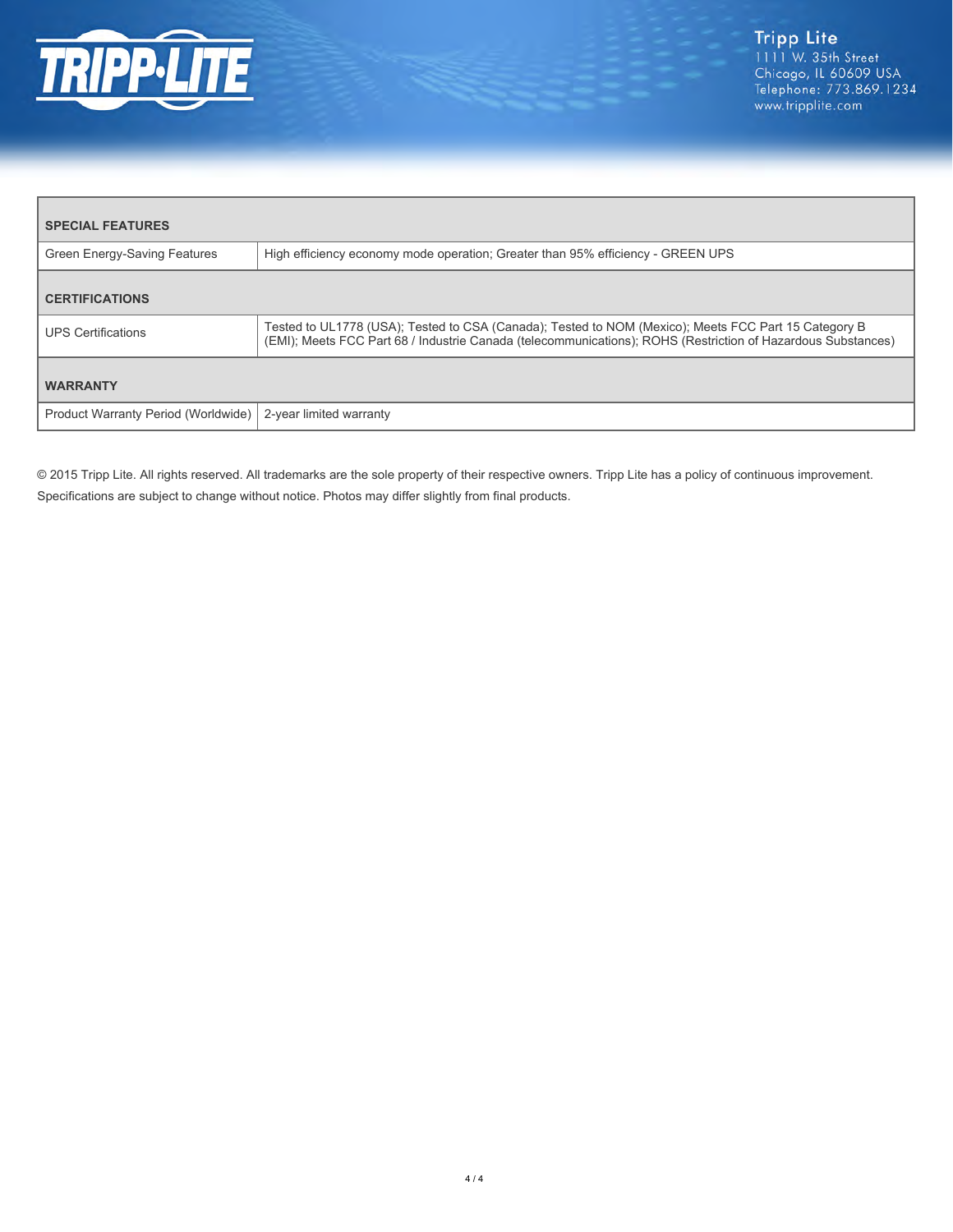| | |
|---|---|
| **SPECIAL FEATURES** | |
| Green Energy-Saving Features | High efficiency economy mode operation; Greater than 95% efficiency - GREEN UPS |
| **CERTIFICATIONS** | |
| UPS Certifications | Tested to UL1778 (USA); Tested to CSA (Canada); Tested to NOM (Mexico); Meets FCC Part 15 Category B (EMI); Meets FCC Part 68 / Industrie Canada (telecommunications); ROHS (Restriction of Hazardous Substances) |
| **WARRANTY** | |
| Product Warranty Period (Worldwide) | 2-year limited warranty |

© 2015 Tripp Lite. All rights reserved. All trademarks are the sole property of their respective owners. Tripp Lite has a policy of continuous improvement. Specifications are subject to change without notice. Photos may differ slightly from final products.